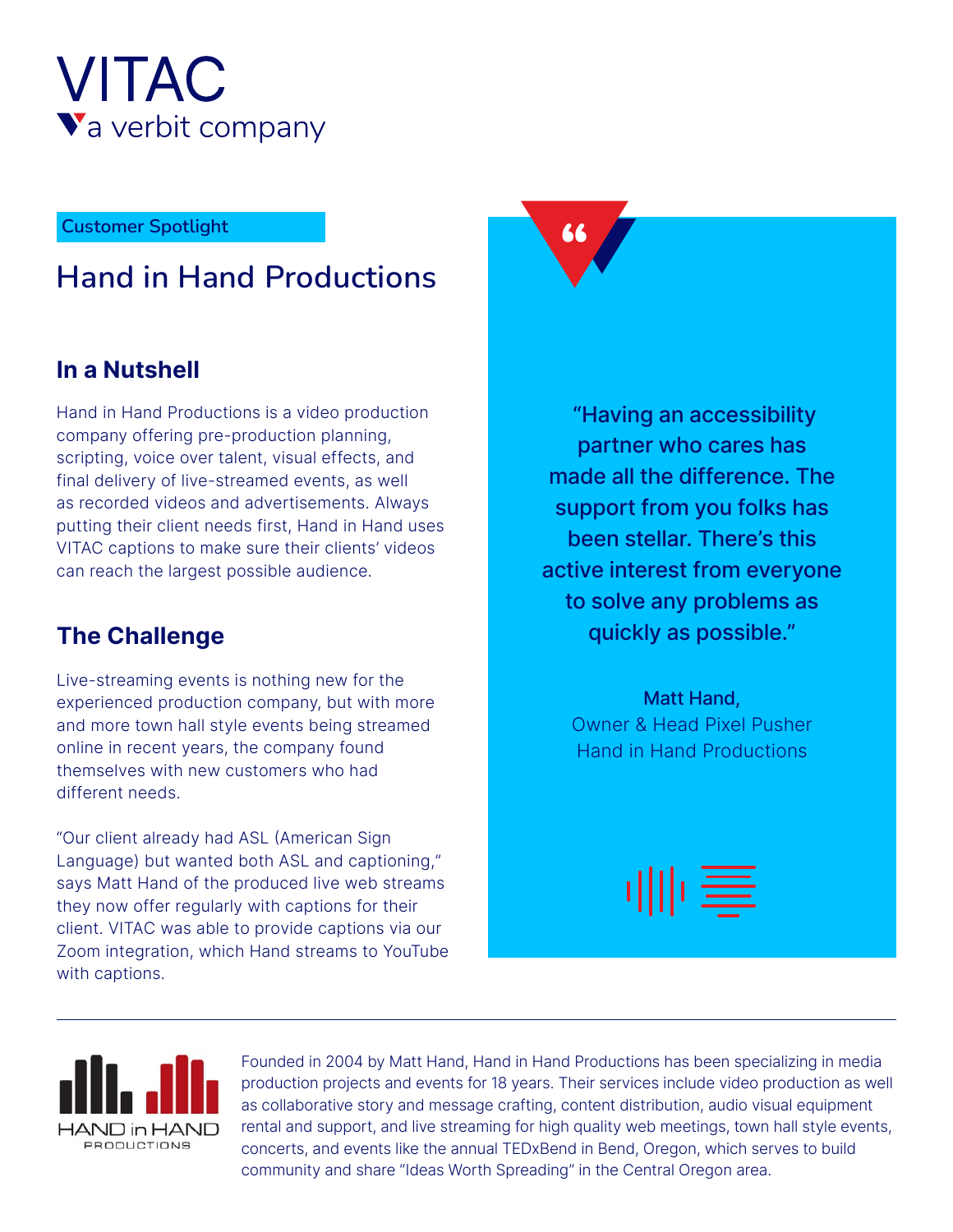VITAC
a verbit company

Customer Spotlight

# Hand in Hand Productions

## In a Nutshell

Hand in Hand Productions is a video production company offering pre-production planning, scripting, voice over talent, visual effects, and final delivery of live-streamed events, as well as recorded videos and advertisements. Always putting their client needs first, Hand in Hand uses VITAC captions to make sure their clients' videos can reach the largest possible audience.

## The Challenge

Live-streaming events is nothing new for the experienced production company, but with more and more town hall style events being streamed online in recent years, the company found themselves with new customers who had different needs.

"Our client already had ASL (American Sign Language) but wanted both ASL and captioning," says Matt Hand of the produced live web streams they now offer regularly with captions for their client. VITAC was able to provide captions via our Zoom integration, which Hand streams to YouTube with captions.

> "Having an accessibility partner who cares has made all the difference. The support from you folks has been stellar. There's this active interest from everyone to solve any problems as quickly as possible."
>
> **Matt Hand,**
> Owner & Head Pixel Pusher
> Hand in Hand Productions

---

HAND in HAND PRODUCTIONS

Founded in 2004 by Matt Hand, Hand in Hand Productions has been specializing in media production projects and events for 18 years. Their services include video production as well as collaborative story and message crafting, content distribution, audio visual equipment rental and support, and live streaming for high quality web meetings, town hall style events, concerts, and events like the annual TEDxBend in Bend, Oregon, which serves to build community and share "Ideas Worth Spreading" in the Central Oregon area.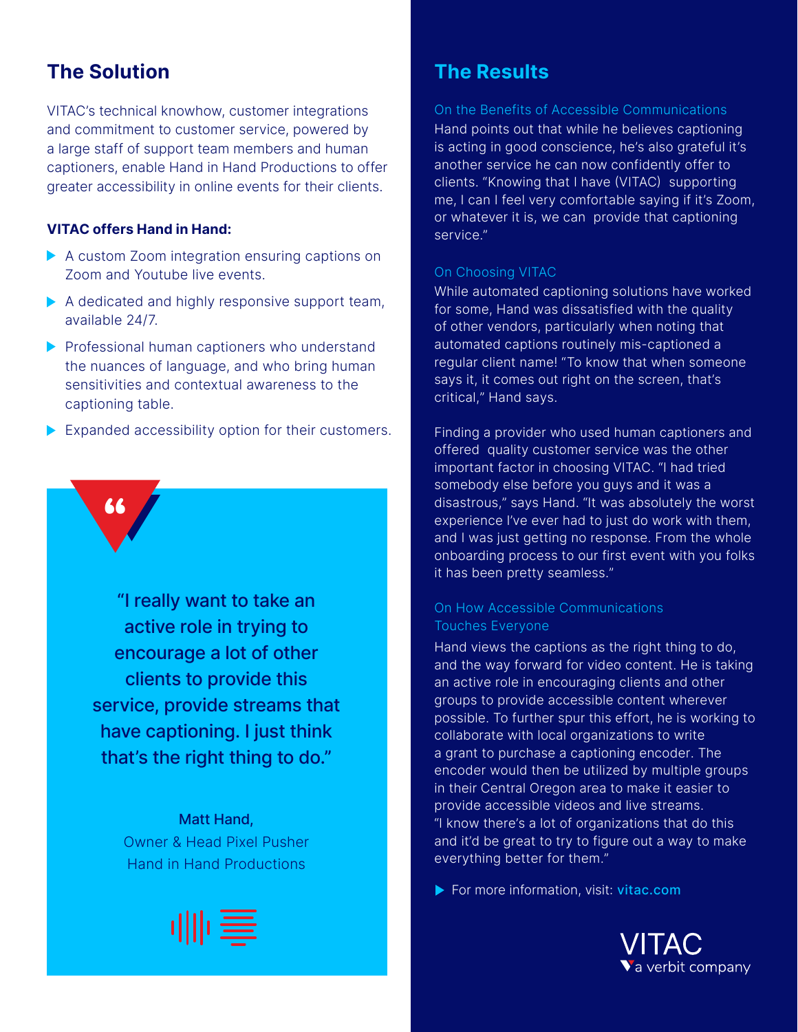## The Solution

VITAC's technical knowhow, customer integrations and commitment to customer service, powered by a large staff of support team members and human captioners, enable Hand in Hand Productions to offer greater accessibility in online events for their clients.

**VITAC offers Hand in Hand:**

- A custom Zoom integration ensuring captions on Zoom and Youtube live events.
- A dedicated and highly responsive support team, available 24/7.
- Professional human captioners who understand the nuances of language, and who bring human sensitivities and contextual awareness to the captioning table.
- Expanded accessibility option for their customers.

> "I really want to take an active role in trying to encourage a lot of other clients to provide this service, provide streams that have captioning. I just think that's the right thing to do."
>
> **Matt Hand,**
> Owner & Head Pixel Pusher
> Hand in Hand Productions

## The Results

### On the Benefits of Accessible Communications

Hand points out that while he believes captioning is acting in good conscience, he's also grateful it's another service he can now confidently offer to clients. "Knowing that I have (VITAC) supporting me, I can I feel very comfortable saying if it's Zoom, or whatever it is, we can provide that captioning service."

### On Choosing VITAC

While automated captioning solutions have worked for some, Hand was dissatisfied with the quality of other vendors, particularly when noting that automated captions routinely mis-captioned a regular client name! "To know that when someone says it, it comes out right on the screen, that's critical," Hand says.

Finding a provider who used human captioners and offered quality customer service was the other important factor in choosing VITAC. "I had tried somebody else before you guys and it was a disastrous," says Hand. "It was absolutely the worst experience I've ever had to just do work with them, and I was just getting no response. From the whole onboarding process to our first event with you folks it has been pretty seamless."

### On How Accessible Communications Touches Everyone

Hand views the captions as the right thing to do, and the way forward for video content. He is taking an active role in encouraging clients and other groups to provide accessible content wherever possible. To further spur this effort, he is working to collaborate with local organizations to write a grant to purchase a captioning encoder. The encoder would then be utilized by multiple groups in their Central Oregon area to make it easier to provide accessible videos and live streams. "I know there's a lot of organizations that do this and it'd be great to try to figure out a way to make everything better for them."

- For more information, visit: **vitac.com**

VITAC
a verbit company